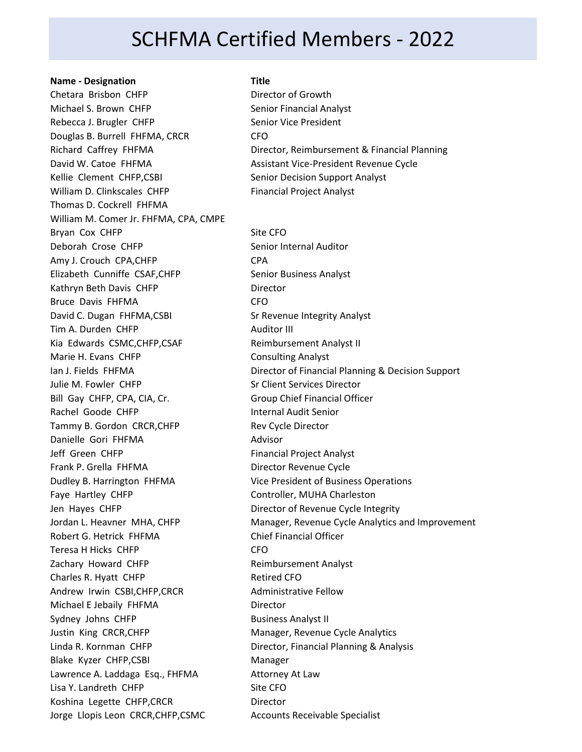# SCHFMA Certified Members - 2022

| Name - Designation | Title |
|---|---|
| Chetara Brisbon CHFP | Director of Growth |
| Michael S. Brown CHFP | Senior Financial Analyst |
| Rebecca J. Brugler CHFP | Senior Vice President |
| Douglas B. Burrell FHFMA, CRCR | CFO |
| Richard Caffrey FHFMA | Director, Reimbursement & Financial Planning |
| David W. Catoe FHFMA | Assistant Vice-President Revenue Cycle |
| Kellie Clement CHFP,CSBI | Senior Decision Support Analyst |
| William D. Clinkscales CHFP | Financial Project Analyst |
| Thomas D. Cockrell FHFMA | |
| William M. Comer Jr. FHFMA, CPA, CMPE | |
| Bryan Cox CHFP | Site CFO |
| Deborah Crose CHFP | Senior Internal Auditor |
| Amy J. Crouch CPA,CHFP | CPA |
| Elizabeth Cunniffe CSAF,CHFP | Senior Business Analyst |
| Kathryn Beth Davis CHFP | Director |
| Bruce Davis FHFMA | CFO |
| David C. Dugan FHFMA,CSBI | Sr Revenue Integrity Analyst |
| Tim A. Durden CHFP | Auditor III |
| Kia Edwards CSMC,CHFP,CSAF | Reimbursement Analyst II |
| Marie H. Evans CHFP | Consulting Analyst |
| Ian J. Fields FHFMA | Director of Financial Planning & Decision Support |
| Julie M. Fowler CHFP | Sr Client Services Director |
| Bill Gay CHFP, CPA, CIA, Cr. | Group Chief Financial Officer |
| Rachel Goode CHFP | Internal Audit Senior |
| Tammy B. Gordon CRCR,CHFP | Rev Cycle Director |
| Danielle Gori FHFMA | Advisor |
| Jeff Green CHFP | Financial Project Analyst |
| Frank P. Grella FHFMA | Director Revenue Cycle |
| Dudley B. Harrington FHFMA | Vice President of Business Operations |
| Faye Hartley CHFP | Controller, MUHA Charleston |
| Jen Hayes CHFP | Director of Revenue Cycle Integrity |
| Jordan L. Heavner MHA, CHFP | Manager, Revenue Cycle Analytics and Improvement |
| Robert G. Hetrick FHFMA | Chief Financial Officer |
| Teresa H Hicks CHFP | CFO |
| Zachary Howard CHFP | Reimbursement Analyst |
| Charles R. Hyatt CHFP | Retired CFO |
| Andrew Irwin CSBI,CHFP,CRCR | Administrative Fellow |
| Michael E Jebaily FHFMA | Director |
| Sydney Johns CHFP | Business Analyst II |
| Justin King CRCR,CHFP | Manager, Revenue Cycle Analytics |
| Linda R. Kornman CHFP | Director, Financial Planning & Analysis |
| Blake Kyzer CHFP,CSBI | Manager |
| Lawrence A. Laddaga Esq., FHFMA | Attorney At Law |
| Lisa Y. Landreth CHFP | Site CFO |
| Koshina Legette CHFP,CRCR | Director |
| Jorge Llopis Leon CRCR,CHFP,CSMC | Accounts Receivable Specialist |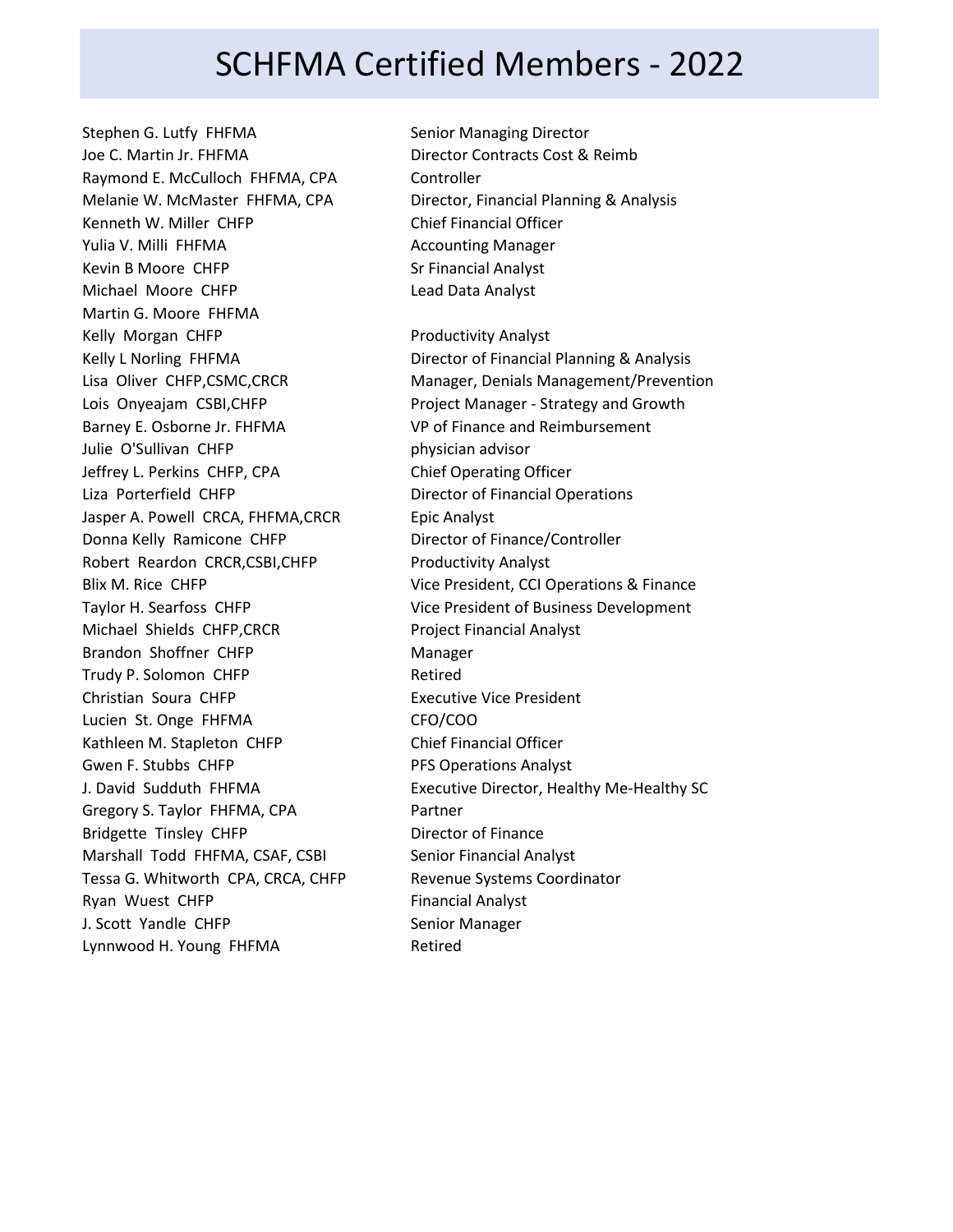# SCHFMA Certified Members - 2022

| | |
|---|---|
| Stephen G. Lutfy FHFMA | Senior Managing Director |
| Joe C. Martin Jr. FHFMA | Director Contracts Cost & Reimb |
| Raymond E. McCulloch FHFMA, CPA | Controller |
| Melanie W. McMaster FHFMA, CPA | Director, Financial Planning & Analysis |
| Kenneth W. Miller CHFP | Chief Financial Officer |
| Yulia V. Milli FHFMA | Accounting Manager |
| Kevin B Moore CHFP | Sr Financial Analyst |
| Michael Moore CHFP | Lead Data Analyst |
| Martin G. Moore FHFMA | |
| Kelly Morgan CHFP | Productivity Analyst |
| Kelly L Norling FHFMA | Director of Financial Planning & Analysis |
| Lisa Oliver CHFP,CSMC,CRCR | Manager, Denials Management/Prevention |
| Lois Onyeajam CSBI,CHFP | Project Manager - Strategy and Growth |
| Barney E. Osborne Jr. FHFMA | VP of Finance and Reimbursement |
| Julie O'Sullivan CHFP | physician advisor |
| Jeffrey L. Perkins CHFP, CPA | Chief Operating Officer |
| Liza Porterfield CHFP | Director of Financial Operations |
| Jasper A. Powell CRCA, FHFMA,CRCR | Epic Analyst |
| Donna Kelly Ramicone CHFP | Director of Finance/Controller |
| Robert Reardon CRCR,CSBI,CHFP | Productivity Analyst |
| Blix M. Rice CHFP | Vice President, CCI Operations & Finance |
| Taylor H. Searfoss CHFP | Vice President of Business Development |
| Michael Shields CHFP,CRCR | Project Financial Analyst |
| Brandon Shoffner CHFP | Manager |
| Trudy P. Solomon CHFP | Retired |
| Christian Soura CHFP | Executive Vice President |
| Lucien St. Onge FHFMA | CFO/COO |
| Kathleen M. Stapleton CHFP | Chief Financial Officer |
| Gwen F. Stubbs CHFP | PFS Operations Analyst |
| J. David Sudduth FHFMA | Executive Director, Healthy Me-Healthy SC |
| Gregory S. Taylor FHFMA, CPA | Partner |
| Bridgette Tinsley CHFP | Director of Finance |
| Marshall Todd FHFMA, CSAF, CSBI | Senior Financial Analyst |
| Tessa G. Whitworth CPA, CRCA, CHFP | Revenue Systems Coordinator |
| Ryan Wuest CHFP | Financial Analyst |
| J. Scott Yandle CHFP | Senior Manager |
| Lynnwood H. Young FHFMA | Retired |